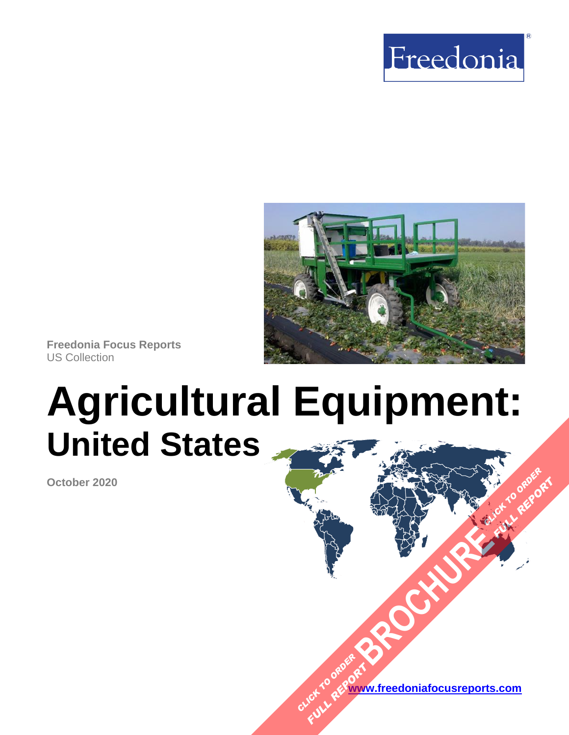Freedonia

**Freedonia Focus Reports**
US Collection

# Agricultural Equipment:
## United States

**October 2020**

CLICK TO ORDER FULL REPORT BROCHURE CLICK TO ORDER FULL REPORT

[www.freedoniafocusreports.com](www.freedoniafocusreports.com)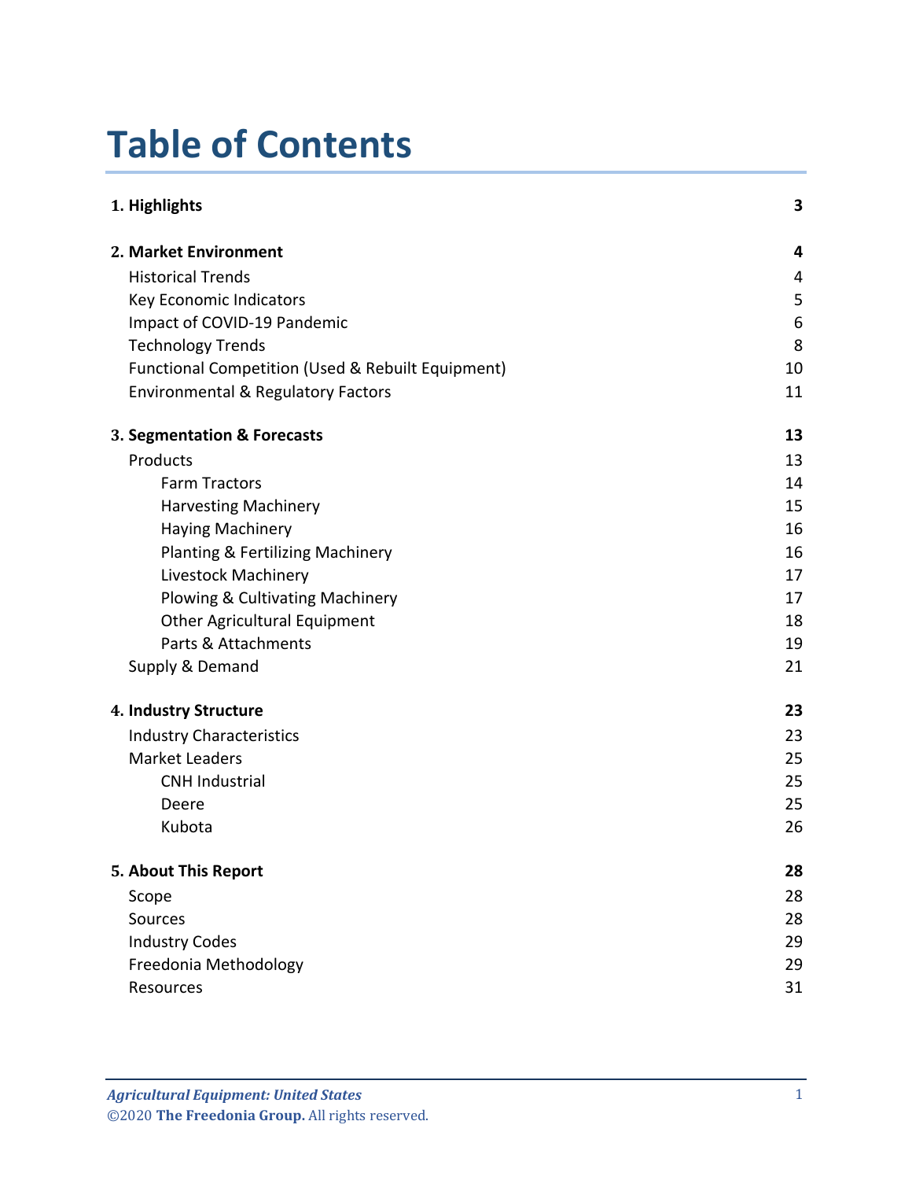# Table of Contents

| | |
|---|---|
| **1. Highlights** | **3** |
| **2. Market Environment** | **4** |
| Historical Trends | 4 |
| Key Economic Indicators | 5 |
| Impact of COVID-19 Pandemic | 6 |
| Technology Trends | 8 |
| Functional Competition (Used & Rebuilt Equipment) | 10 |
| Environmental & Regulatory Factors | 11 |
| **3. Segmentation & Forecasts** | **13** |
| Products | 13 |
| Farm Tractors | 14 |
| Harvesting Machinery | 15 |
| Haying Machinery | 16 |
| Planting & Fertilizing Machinery | 16 |
| Livestock Machinery | 17 |
| Plowing & Cultivating Machinery | 17 |
| Other Agricultural Equipment | 18 |
| Parts & Attachments | 19 |
| Supply & Demand | 21 |
| **4. Industry Structure** | **23** |
| Industry Characteristics | 23 |
| Market Leaders | 25 |
| CNH Industrial | 25 |
| Deere | 25 |
| Kubota | 26 |
| **5. About This Report** | **28** |
| Scope | 28 |
| Sources | 28 |
| Industry Codes | 29 |
| Freedonia Methodology | 29 |
| Resources | 31 |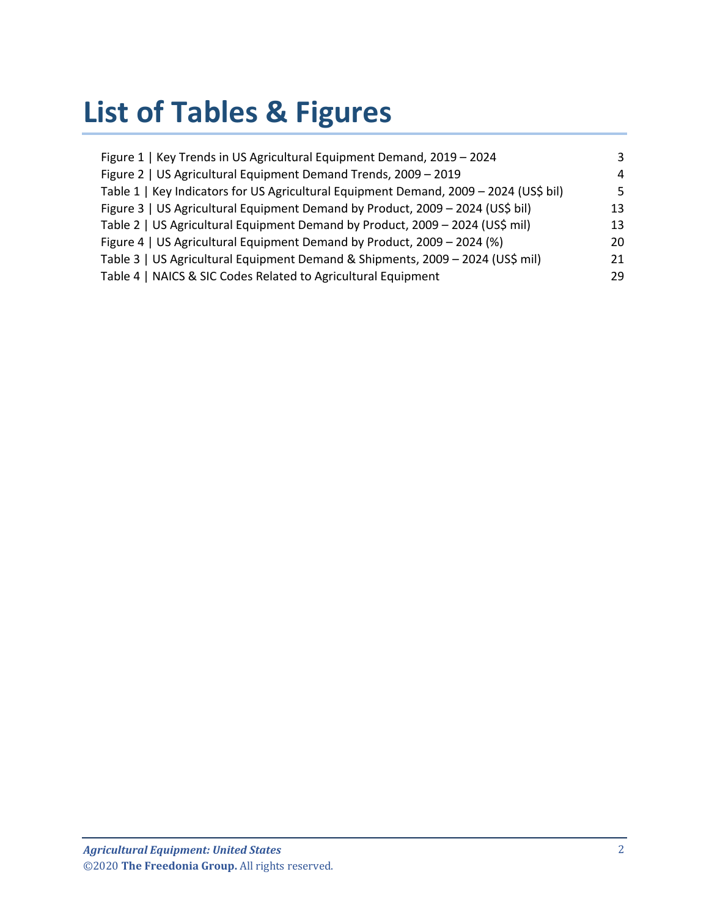# List of Tables & Figures

| | |
|---|---|
| Figure 1 \| Key Trends in US Agricultural Equipment Demand, 2019 – 2024 | 3 |
| Figure 2 \| US Agricultural Equipment Demand Trends, 2009 – 2019 | 4 |
| Table 1 \| Key Indicators for US Agricultural Equipment Demand, 2009 – 2024 (US$ bil) | 5 |
| Figure 3 \| US Agricultural Equipment Demand by Product, 2009 – 2024 (US$ bil) | 13 |
| Table 2 \| US Agricultural Equipment Demand by Product, 2009 – 2024 (US$ mil) | 13 |
| Figure 4 \| US Agricultural Equipment Demand by Product, 2009 – 2024 (%) | 20 |
| Table 3 \| US Agricultural Equipment Demand & Shipments, 2009 – 2024 (US$ mil) | 21 |
| Table 4 \| NAICS & SIC Codes Related to Agricultural Equipment | 29 |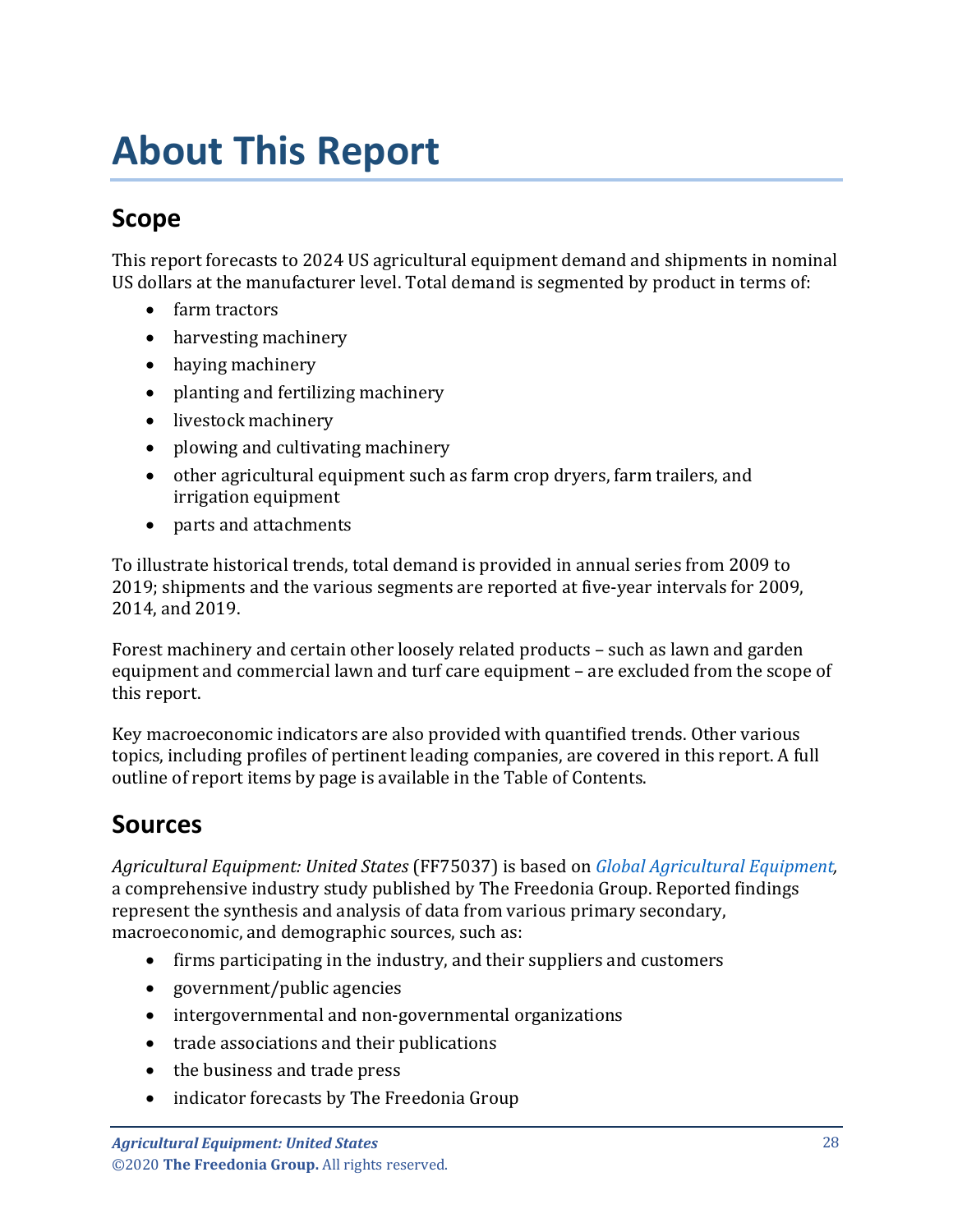# About This Report

## Scope

This report forecasts to 2024 US agricultural equipment demand and shipments in nominal US dollars at the manufacturer level. Total demand is segmented by product in terms of:

- farm tractors
- harvesting machinery
- haying machinery
- planting and fertilizing machinery
- livestock machinery
- plowing and cultivating machinery
- other agricultural equipment such as farm crop dryers, farm trailers, and irrigation equipment
- parts and attachments

To illustrate historical trends, total demand is provided in annual series from 2009 to 2019; shipments and the various segments are reported at five-year intervals for 2009, 2014, and 2019.

Forest machinery and certain other loosely related products – such as lawn and garden equipment and commercial lawn and turf care equipment – are excluded from the scope of this report.

Key macroeconomic indicators are also provided with quantified trends. Other various topics, including profiles of pertinent leading companies, are covered in this report. A full outline of report items by page is available in the Table of Contents.

## Sources

*Agricultural Equipment: United States* (FF75037) is based on *Global Agricultural Equipment,* a comprehensive industry study published by The Freedonia Group. Reported findings represent the synthesis and analysis of data from various primary secondary, macroeconomic, and demographic sources, such as:

- firms participating in the industry, and their suppliers and customers
- government/public agencies
- intergovernmental and non-governmental organizations
- trade associations and their publications
- the business and trade press
- indicator forecasts by The Freedonia Group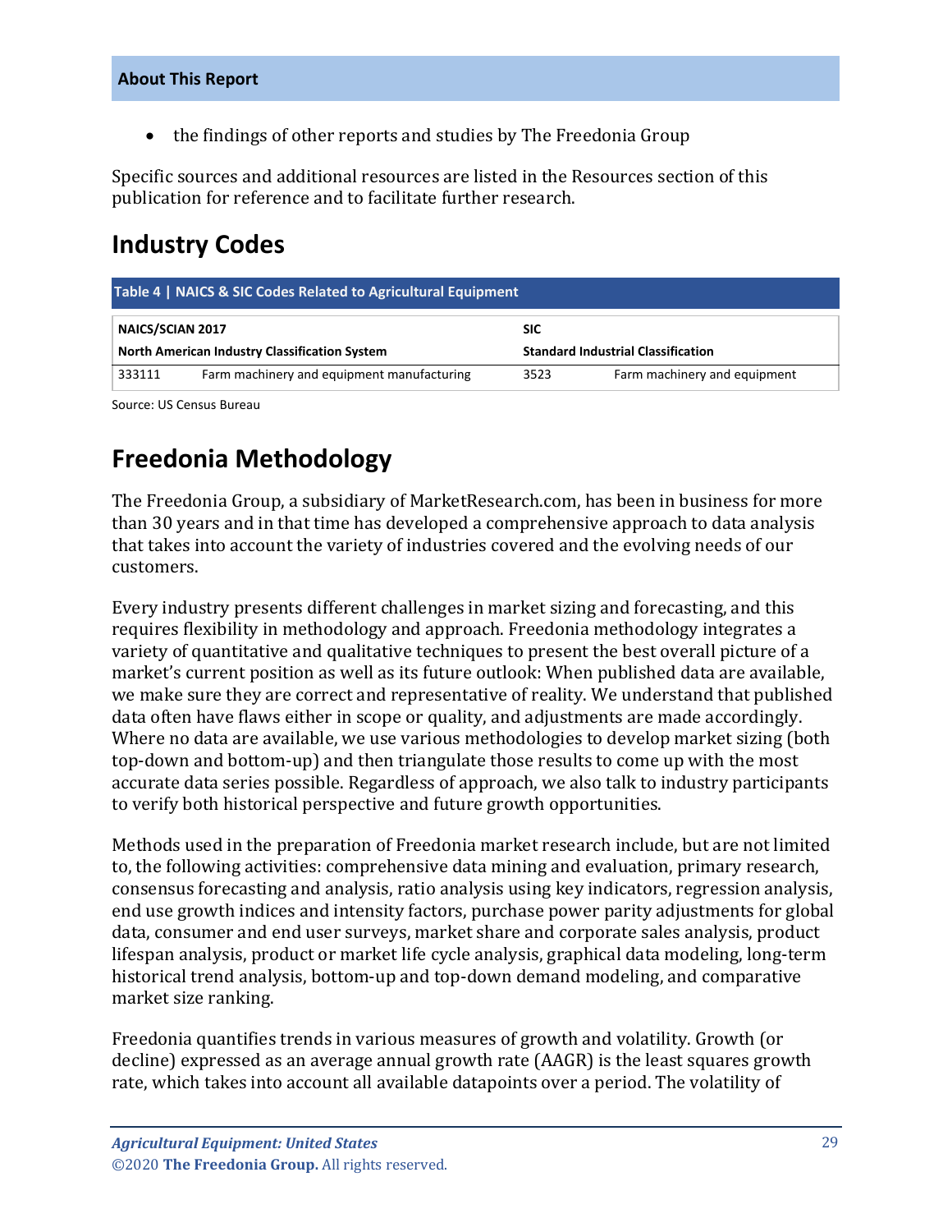- the findings of other reports and studies by The Freedonia Group

Specific sources and additional resources are listed in the Resources section of this publication for reference and to facilitate further research.

## Industry Codes

**Table 4 | NAICS & SIC Codes Related to Agricultural Equipment**

| NAICS/SCIAN 2017 | | SIC | |
|---|---|---|---|
| **North American Industry Classification System** | | **Standard Industrial Classification** | |
| 333111 | Farm machinery and equipment manufacturing | 3523 | Farm machinery and equipment |

Source: US Census Bureau

## Freedonia Methodology

The Freedonia Group, a subsidiary of MarketResearch.com, has been in business for more than 30 years and in that time has developed a comprehensive approach to data analysis that takes into account the variety of industries covered and the evolving needs of our customers.

Every industry presents different challenges in market sizing and forecasting, and this requires flexibility in methodology and approach. Freedonia methodology integrates a variety of quantitative and qualitative techniques to present the best overall picture of a market's current position as well as its future outlook: When published data are available, we make sure they are correct and representative of reality. We understand that published data often have flaws either in scope or quality, and adjustments are made accordingly. Where no data are available, we use various methodologies to develop market sizing (both top-down and bottom-up) and then triangulate those results to come up with the most accurate data series possible. Regardless of approach, we also talk to industry participants to verify both historical perspective and future growth opportunities.

Methods used in the preparation of Freedonia market research include, but are not limited to, the following activities: comprehensive data mining and evaluation, primary research, consensus forecasting and analysis, ratio analysis using key indicators, regression analysis, end use growth indices and intensity factors, purchase power parity adjustments for global data, consumer and end user surveys, market share and corporate sales analysis, product lifespan analysis, product or market life cycle analysis, graphical data modeling, long-term historical trend analysis, bottom-up and top-down demand modeling, and comparative market size ranking.

Freedonia quantifies trends in various measures of growth and volatility. Growth (or decline) expressed as an average annual growth rate (AAGR) is the least squares growth rate, which takes into account all available datapoints over a period. The volatility of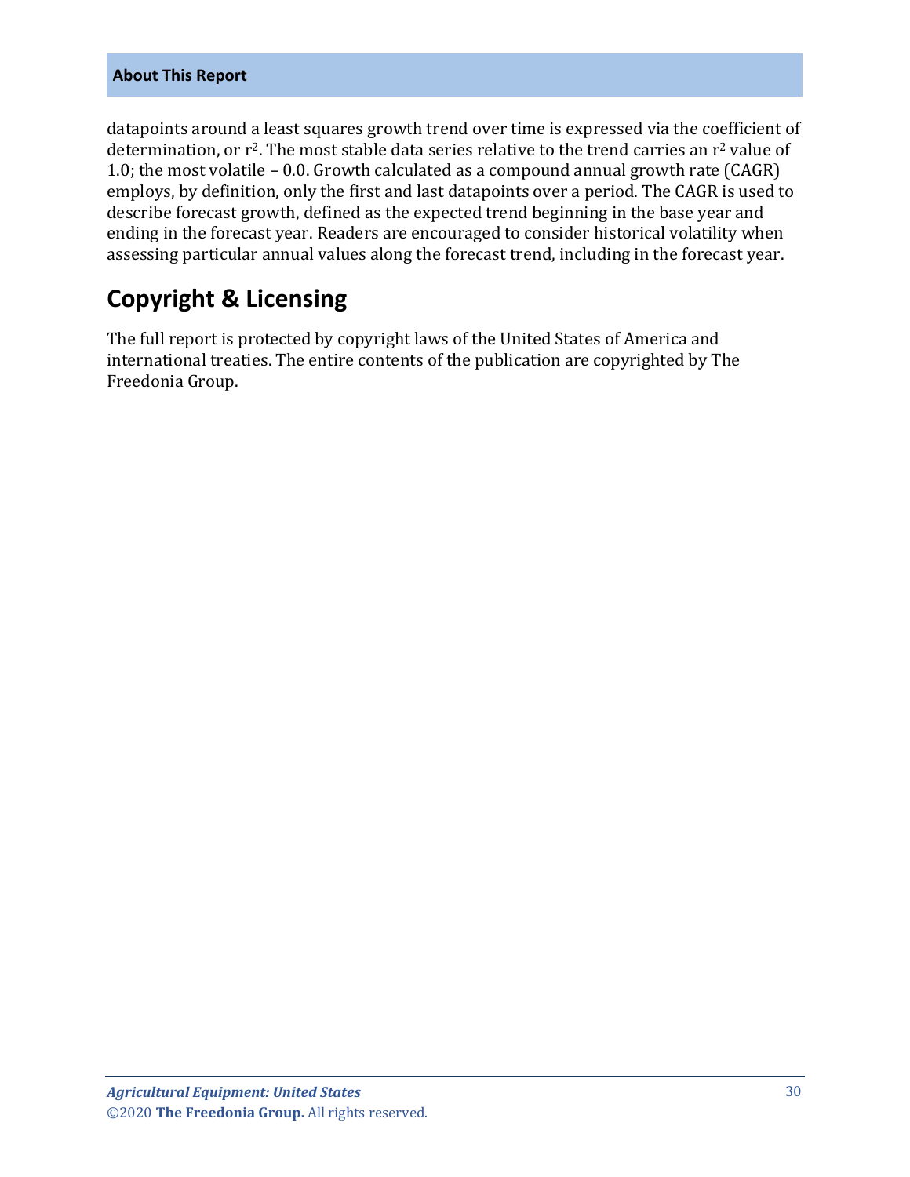datapoints around a least squares growth trend over time is expressed via the coefficient of determination, or $r^2$. The most stable data series relative to the trend carries an $r^2$ value of 1.0; the most volatile – 0.0. Growth calculated as a compound annual growth rate (CAGR) employs, by definition, only the first and last datapoints over a period. The CAGR is used to describe forecast growth, defined as the expected trend beginning in the base year and ending in the forecast year. Readers are encouraged to consider historical volatility when assessing particular annual values along the forecast trend, including in the forecast year.

## Copyright & Licensing

The full report is protected by copyright laws of the United States of America and international treaties. The entire contents of the publication are copyrighted by The Freedonia Group.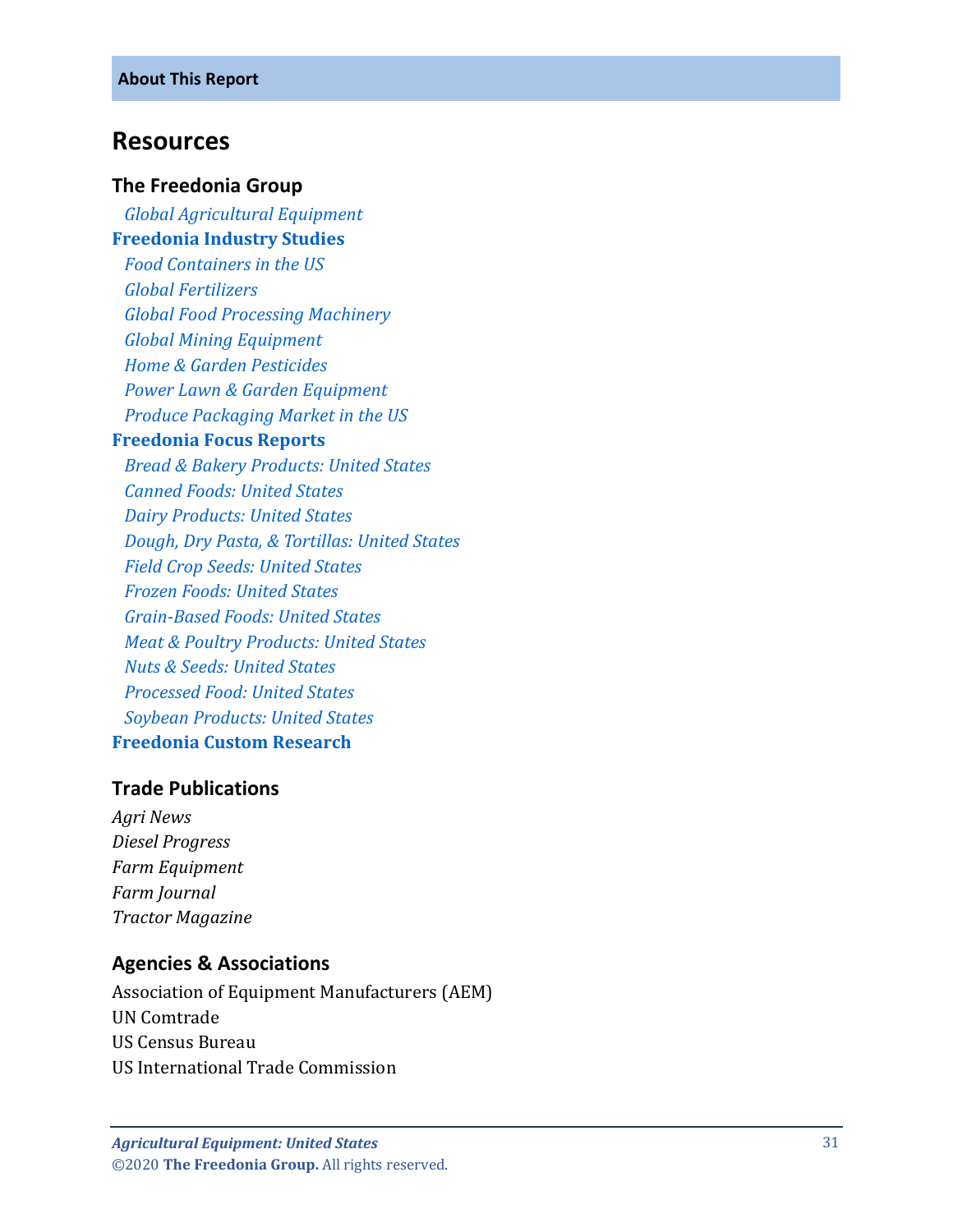**About This Report**

## Resources

### The Freedonia Group

*Global Agricultural Equipment*

**Freedonia Industry Studies**

*Food Containers in the US*
*Global Fertilizers*
*Global Food Processing Machinery*
*Global Mining Equipment*
*Home & Garden Pesticides*
*Power Lawn & Garden Equipment*
*Produce Packaging Market in the US*

**Freedonia Focus Reports**

*Bread & Bakery Products: United States*
*Canned Foods: United States*
*Dairy Products: United States*
*Dough, Dry Pasta, & Tortillas: United States*
*Field Crop Seeds: United States*
*Frozen Foods: United States*
*Grain-Based Foods: United States*
*Meat & Poultry Products: United States*
*Nuts & Seeds: United States*
*Processed Food: United States*
*Soybean Products: United States*

**Freedonia Custom Research**

### Trade Publications

*Agri News*
*Diesel Progress*
*Farm Equipment*
*Farm Journal*
*Tractor Magazine*

### Agencies & Associations

Association of Equipment Manufacturers (AEM)
UN Comtrade
US Census Bureau
US International Trade Commission